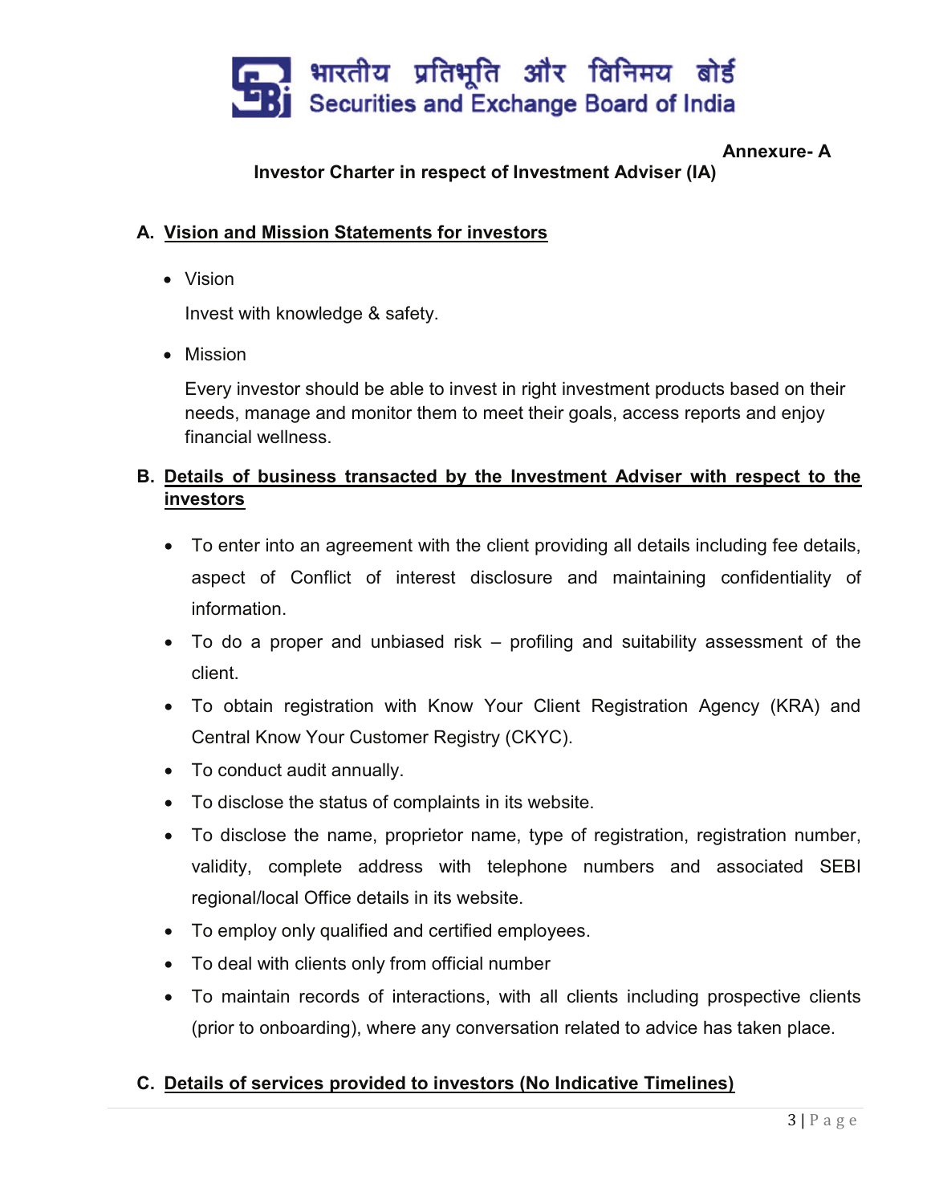भारतीय प्रतिभूति और विनिमय बोर्ड
Securities and Exchange Board of India

**Annexure- A**

**Investor Charter in respect of Investment Adviser (IA)**

## A. Vision and Mission Statements for investors

- Vision

  Invest with knowledge & safety.

- Mission

  Every investor should be able to invest in right investment products based on their needs, manage and monitor them to meet their goals, access reports and enjoy financial wellness.

## B. Details of business transacted by the Investment Adviser with respect to the investors

- To enter into an agreement with the client providing all details including fee details, aspect of Conflict of interest disclosure and maintaining confidentiality of information.
- To do a proper and unbiased risk – profiling and suitability assessment of the client.
- To obtain registration with Know Your Client Registration Agency (KRA) and Central Know Your Customer Registry (CKYC).
- To conduct audit annually.
- To disclose the status of complaints in its website.
- To disclose the name, proprietor name, type of registration, registration number, validity, complete address with telephone numbers and associated SEBI regional/local Office details in its website.
- To employ only qualified and certified employees.
- To deal with clients only from official number
- To maintain records of interactions, with all clients including prospective clients (prior to onboarding), where any conversation related to advice has taken place.

## C. Details of services provided to investors (No Indicative Timelines)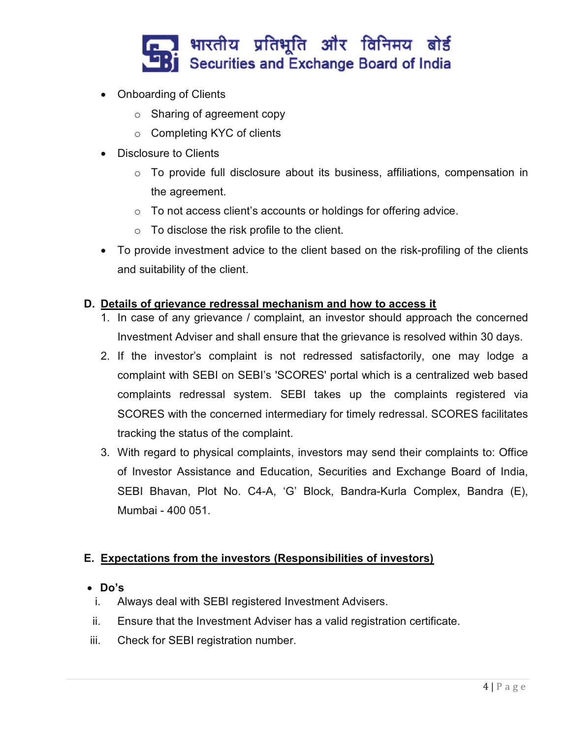- Onboarding of Clients
    - Sharing of agreement copy
    - Completing KYC of clients
- Disclosure to Clients
    - To provide full disclosure about its business, affiliations, compensation in the agreement.
    - To not access client's accounts or holdings for offering advice.
    - To disclose the risk profile to the client.
- To provide investment advice to the client based on the risk-profiling of the clients and suitability of the client.

## D. Details of grievance redressal mechanism and how to access it

1. In case of any grievance / complaint, an investor should approach the concerned Investment Adviser and shall ensure that the grievance is resolved within 30 days.
2. If the investor's complaint is not redressed satisfactorily, one may lodge a complaint with SEBI on SEBI's 'SCORES' portal which is a centralized web based complaints redressal system. SEBI takes up the complaints registered via SCORES with the concerned intermediary for timely redressal. SCORES facilitates tracking the status of the complaint.
3. With regard to physical complaints, investors may send their complaints to: Office of Investor Assistance and Education, Securities and Exchange Board of India, SEBI Bhavan, Plot No. C4-A, 'G' Block, Bandra-Kurla Complex, Bandra (E), Mumbai - 400 051.

## E. Expectations from the investors (Responsibilities of investors)

- **Do's**

i. Always deal with SEBI registered Investment Advisers.

ii. Ensure that the Investment Adviser has a valid registration certificate.

iii. Check for SEBI registration number.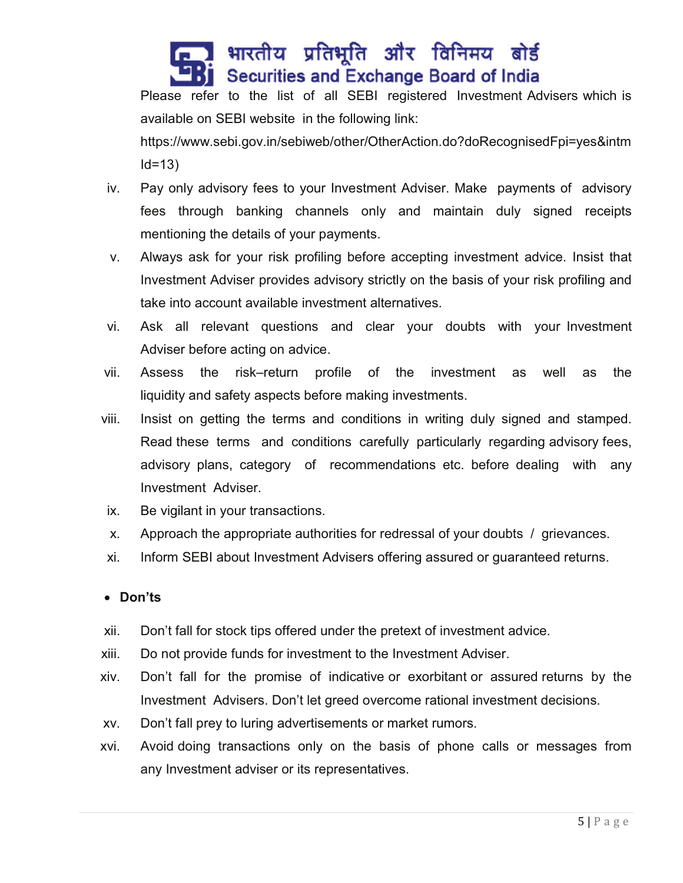Please refer to the list of all SEBI registered Investment Advisers which is available on SEBI website in the following link: https://www.sebi.gov.in/sebiweb/other/OtherAction.do?doRecognisedFpi=yes&intmId=13)

iv. Pay only advisory fees to your Investment Adviser. Make payments of advisory fees through banking channels only and maintain duly signed receipts mentioning the details of your payments.

v. Always ask for your risk profiling before accepting investment advice. Insist that Investment Adviser provides advisory strictly on the basis of your risk profiling and take into account available investment alternatives.

vi. Ask all relevant questions and clear your doubts with your Investment Adviser before acting on advice.

vii. Assess the risk–return profile of the investment as well as the liquidity and safety aspects before making investments.

viii. Insist on getting the terms and conditions in writing duly signed and stamped. Read these terms and conditions carefully particularly regarding advisory fees, advisory plans, category of recommendations etc. before dealing with any Investment Adviser.

ix. Be vigilant in your transactions.

x. Approach the appropriate authorities for redressal of your doubts / grievances.

xi. Inform SEBI about Investment Advisers offering assured or guaranteed returns.

- **Don'ts**

xii. Don't fall for stock tips offered under the pretext of investment advice.

xiii. Do not provide funds for investment to the Investment Adviser.

xiv. Don't fall for the promise of indicative or exorbitant or assured returns by the Investment Advisers. Don't let greed overcome rational investment decisions.

xv. Don't fall prey to luring advertisements or market rumors.

xvi. Avoid doing transactions only on the basis of phone calls or messages from any Investment adviser or its representatives.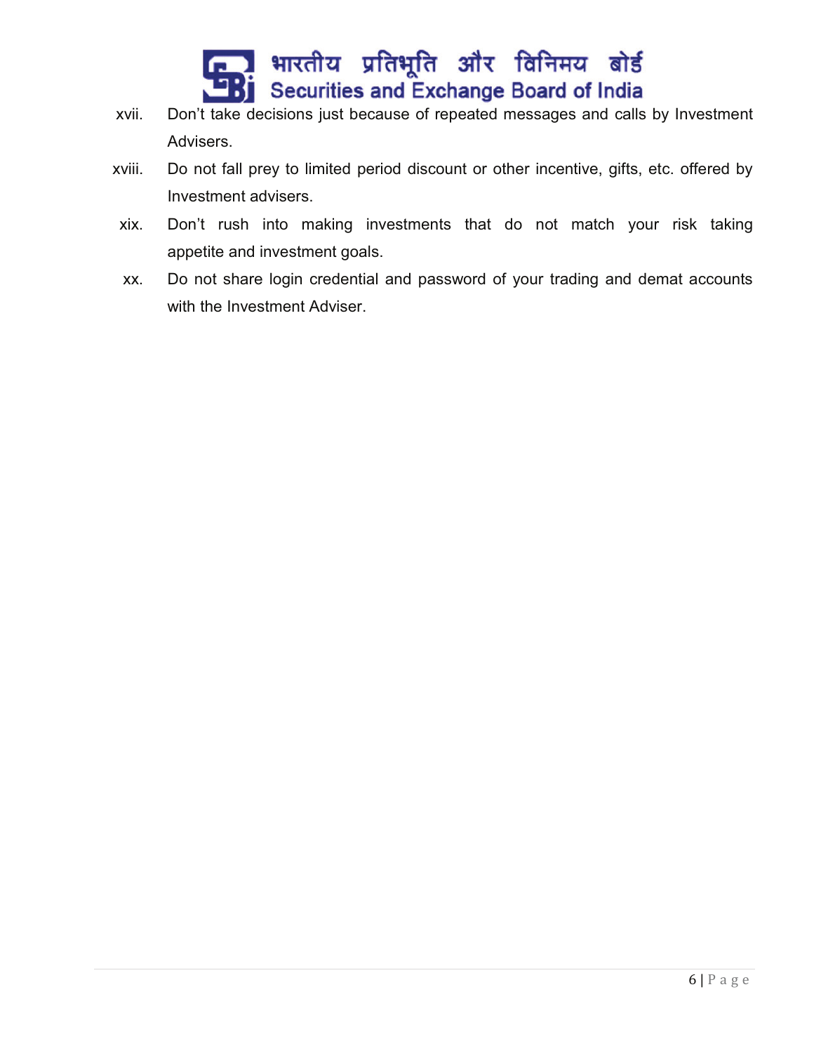xvii. Don't take decisions just because of repeated messages and calls by Investment Advisers.

xviii. Do not fall prey to limited period discount or other incentive, gifts, etc. offered by Investment advisers.

xix. Don't rush into making investments that do not match your risk taking appetite and investment goals.

xx. Do not share login credential and password of your trading and demat accounts with the Investment Adviser.